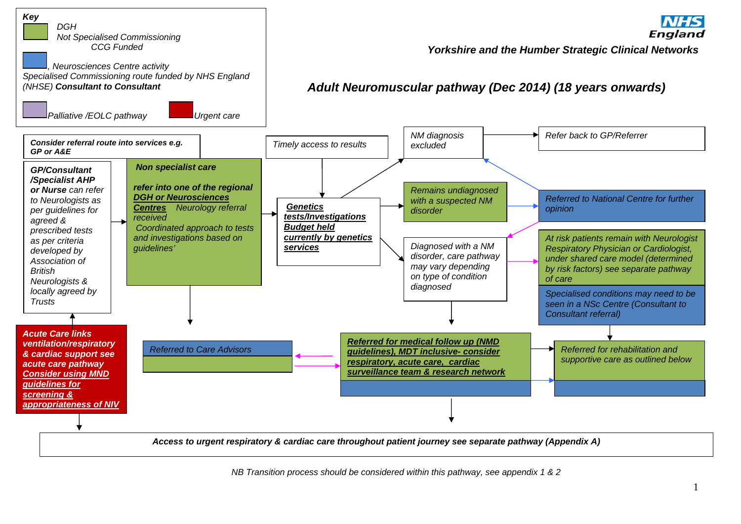**NHS England**

*Yorkshire and the Humber Strategic Clinical Networks*

# *Adult Neuromuscular pathway (Dec 2014) (18 years onwards)*

**Key**

- *DGH Not Specialised Commissioning CCG Funded* (green)
- *, Neurosciences Centre activity Specialised Commissioning route funded by NHS England (NHSE)* ***Consultant to Consultant*** (blue)
- *Palliative /EOLC pathway* (purple)
- *Urgent care* (red)

***Consider referral route into services e.g. GP or A&E***

***GP/Consultant /Specialist AHP or Nurse*** *can refer to Neurologists as per guidelines for agreed & prescribed tests as per criteria developed by Association of British Neurologists & locally agreed by Trusts*

***Non specialist care***

***refer into one of the regional DGH or Neurosciences Centres*** *Neurology referral received*
*Coordinated approach to tests and investigations based on guidelines'*

*Timely access to results*

***Genetics tests/Investigations Budget held currently by genetics services***

*NM diagnosis excluded*

*Refer back to GP/Referrer*

*Remains undiagnosed with a suspected NM disorder*

*Referred to National Centre for further opinion*

*Diagnosed with a NM disorder, care pathway may vary depending on type of condition diagnosed*

*At risk patients remain with Neurologist Respiratory Physician or Cardiologist, under shared care model (determined by risk factors) see separate pathway of care*

*Specialised conditions may need to be seen in a NSc Centre (Consultant to Consultant referral)*

***Acute Care links ventilation/respiratory & cardiac support see acute care pathway Consider using MND guidelines for screening & appropriateness of NIV***

*Referred to Care Advisors*

***Referred for medical follow up (NMD guidelines), MDT inclusive- consider respiratory, acute care, cardiac surveillance team & research network***

*Referred for rehabilitation and supportive care as outlined below*

***Access to urgent respiratory & cardiac care throughout patient journey see separate pathway (Appendix A)***

*NB Transition process should be considered within this pathway, see appendix 1 & 2*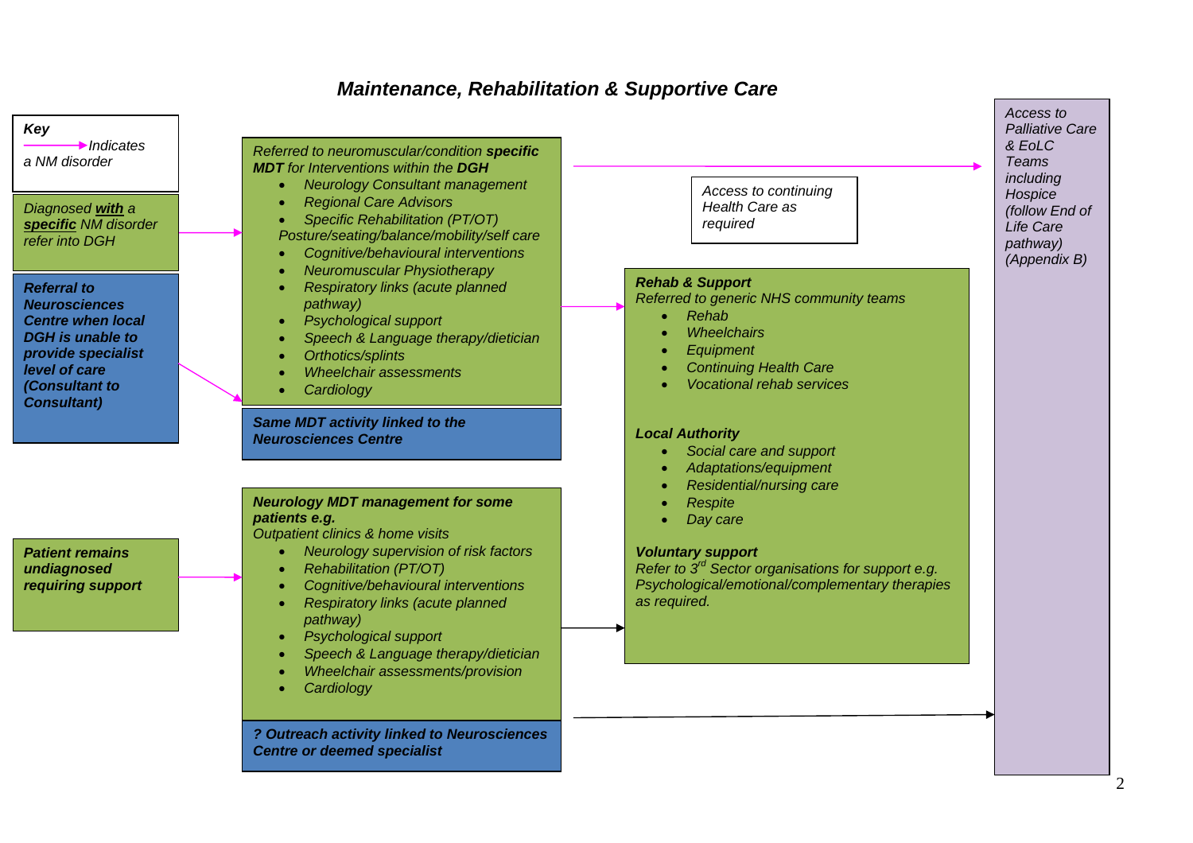## *Maintenance, Rehabilitation & Supportive Care*

***Key***

→ *Indicates a NM disorder*

*Diagnosed **with** a **specific** NM disorder refer into DGH*

***Referral to Neurosciences Centre when local DGH is unable to provide specialist level of care (Consultant to Consultant)***

***Patient remains undiagnosed requiring support***

*Referred to neuromuscular/condition **specific MDT** for Interventions within the **DGH***

- *Neurology Consultant management*
- *Regional Care Advisors*
- *Specific Rehabilitation (PT/OT) Posture/seating/balance/mobility/self care*
- *Cognitive/behavioural interventions*
- *Neuromuscular Physiotherapy*
- *Respiratory links (acute planned pathway)*
- *Psychological support*
- *Speech & Language therapy/dietician*
- *Orthotics/splints*
- *Wheelchair assessments*
- *Cardiology*

***Same MDT activity linked to the Neurosciences Centre***

***Neurology MDT management for some patients e.g.***

*Outpatient clinics & home visits*

- *Neurology supervision of risk factors*
- *Rehabilitation (PT/OT)*
- *Cognitive/behavioural interventions*
- *Respiratory links (acute planned pathway)*
- *Psychological support*
- *Speech & Language therapy/dietician*
- *Wheelchair assessments/provision*
- *Cardiology*

***? Outreach activity linked to Neurosciences Centre or deemed specialist***

*Access to continuing Health Care as required*

***Rehab & Support***

*Referred to generic NHS community teams*

- *Rehab*
- *Wheelchairs*
- *Equipment*
- *Continuing Health Care*
- *Vocational rehab services*

***Local Authority***

- *Social care and support*
- *Adaptations/equipment*
- *Residential/nursing care*
- *Respite*
- *Day care*

***Voluntary support***

*Refer to 3rd Sector organisations for support e.g. Psychological/emotional/complementary therapies as required.*

*Access to Palliative Care & EoLC Teams including Hospice (follow End of Life Care pathway) (Appendix B)*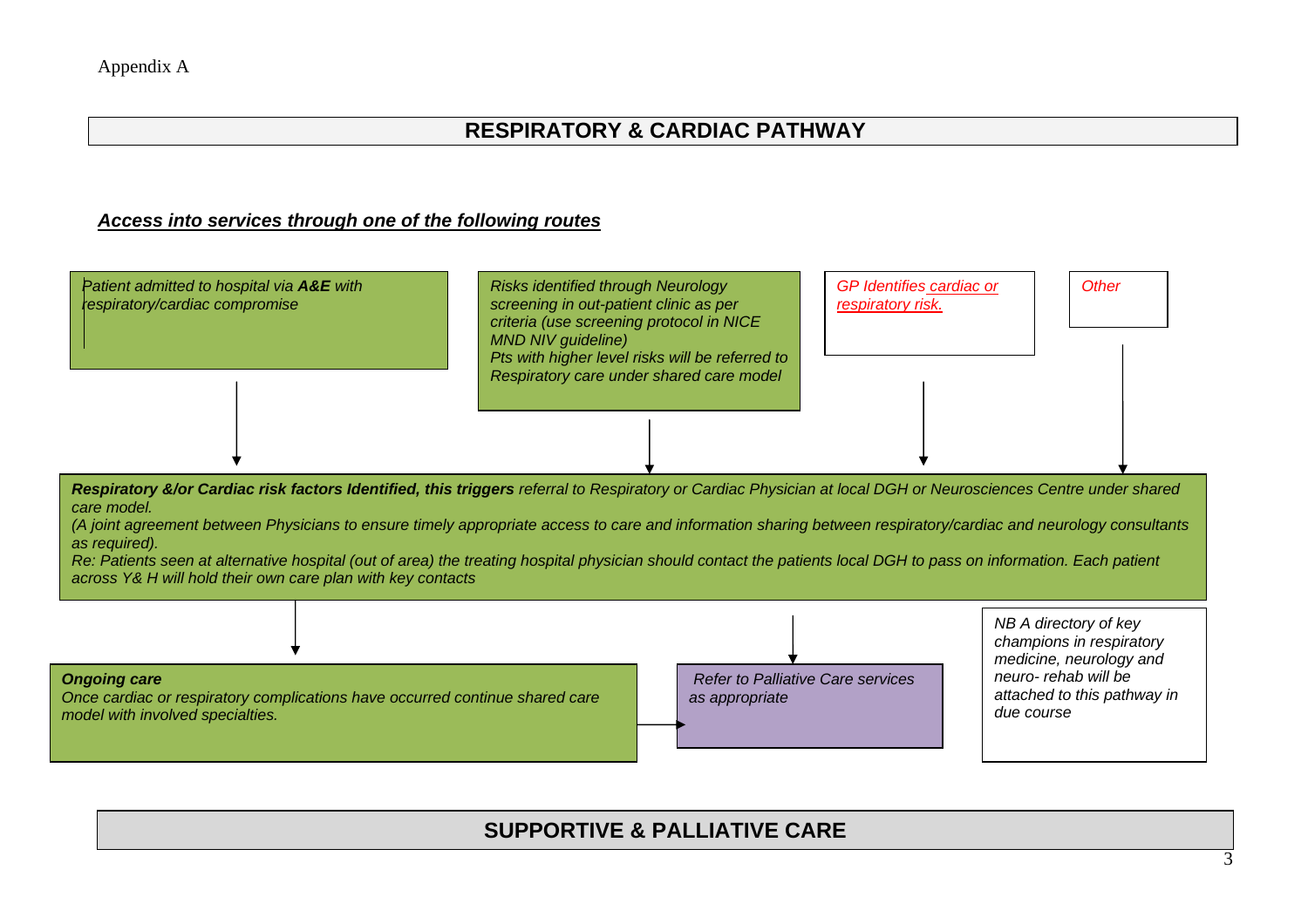Appendix A

## RESPIRATORY & CARDIAC PATHWAY

***Access into services through one of the following routes***

*Patient admitted to hospital via **A&E** with respiratory/cardiac compromise*

*Risks identified through Neurology screening in out-patient clinic as per criteria (use screening protocol in NICE MND NIV guideline)*
*Pts with higher level risks will be referred to Respiratory care under shared care model*

*GP Identifies cardiac or respiratory risk.*

*Other*

***Respiratory &/or Cardiac risk factors Identified, this triggers** referral to Respiratory or Cardiac Physician at local DGH or Neurosciences Centre under shared care model.*
*(A joint agreement between Physicians to ensure timely appropriate access to care and information sharing between respiratory/cardiac and neurology consultants as required).*
*Re: Patients seen at alternative hospital (out of area) the treating hospital physician should contact the patients local DGH to pass on information. Each patient across Y& H will hold their own care plan with key contacts*

***Ongoing care***
*Once cardiac or respiratory complications have occurred continue shared care model with involved specialties.*

*Refer to Palliative Care services as appropriate*

*NB A directory of key champions in respiratory medicine, neurology and neuro- rehab will be attached to this pathway in due course*

## SUPPORTIVE & PALLIATIVE CARE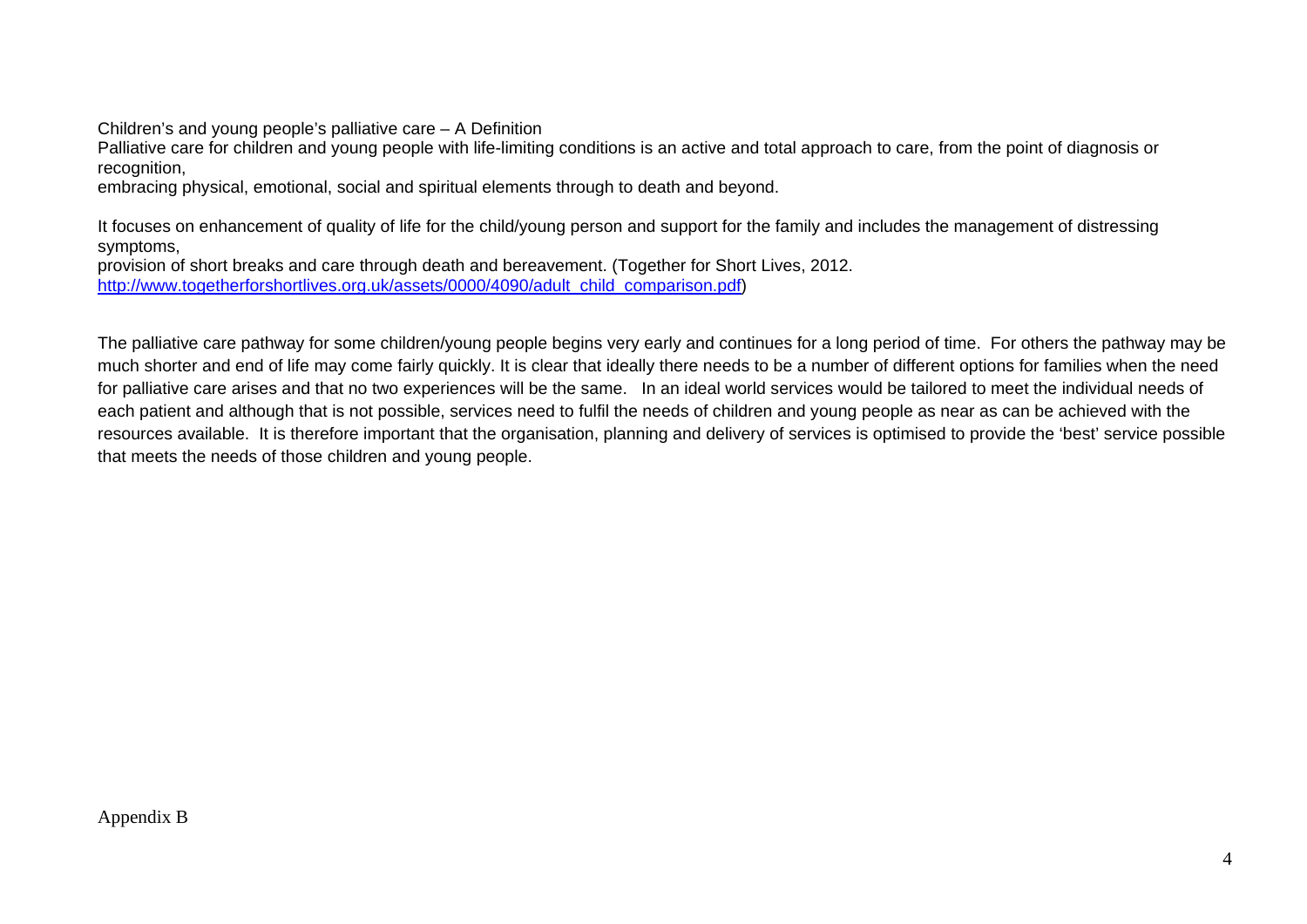Children's and young people's palliative care – A Definition

Palliative care for children and young people with life-limiting conditions is an active and total approach to care, from the point of diagnosis or recognition,
embracing physical, emotional, social and spiritual elements through to death and beyond.

It focuses on enhancement of quality of life for the child/young person and support for the family and includes the management of distressing symptoms,
provision of short breaks and care through death and bereavement. (Together for Short Lives, 2012. http://www.togetherforshortlives.org.uk/assets/0000/4090/adult_child_comparison.pdf)

The palliative care pathway for some children/young people begins very early and continues for a long period of time. For others the pathway may be much shorter and end of life may come fairly quickly. It is clear that ideally there needs to be a number of different options for families when the need for palliative care arises and that no two experiences will be the same. In an ideal world services would be tailored to meet the individual needs of each patient and although that is not possible, services need to fulfil the needs of children and young people as near as can be achieved with the resources available. It is therefore important that the organisation, planning and delivery of services is optimised to provide the 'best' service possible that meets the needs of those children and young people.

Appendix B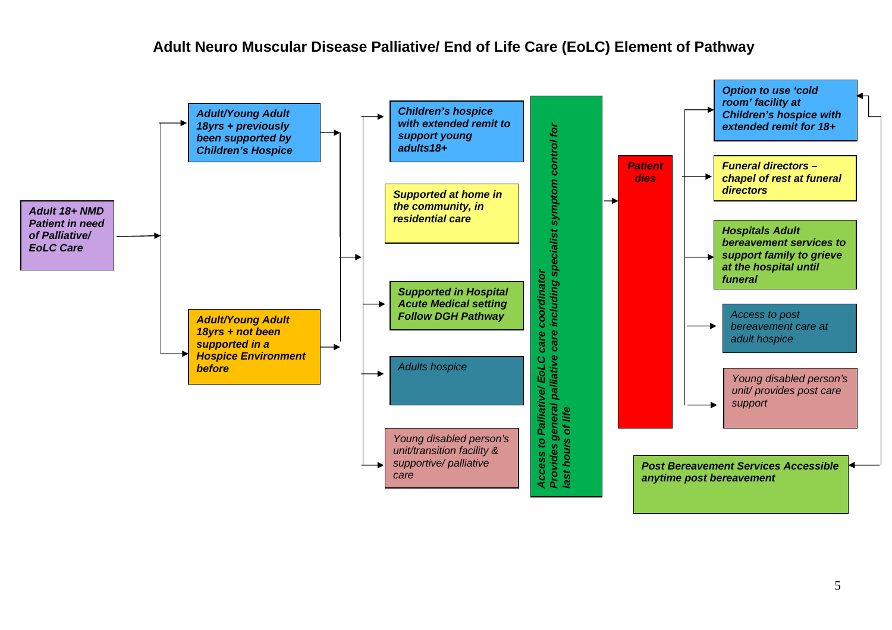## Adult Neuro Muscular Disease Palliative/ End of Life Care (EoLC) Element of Pathway

***Adult 18+ NMD Patient in need of Palliative/ EoLC Care***

***Adult/Young Adult 18yrs + previously been supported by Children's Hospice***

***Adult/Young Adult 18yrs + not been supported in a Hospice Environment before***

***Children's hospice with extended remit to support young adults18+***

***Supported at home in the community, in residential care***

***Supported in Hospital Acute Medical setting Follow DGH Pathway***

*Adults hospice*

*Young disabled person's unit/transition facility & supportive/ palliative care*

***Access to Palliative/ EoLC care coordinator Provides general palliative care including specialist symptom control for last hours of life***

***Patient dies***

***Option to use 'cold room' facility at Children's hospice with extended remit for 18+***

***Funeral directors – chapel of rest at funeral directors***

***Hospitals Adult bereavement services to support family to grieve at the hospital until funeral***

*Access to post bereavement care at adult hospice*

*Young disabled person's unit/ provides post care support*

***Post Bereavement Services Accessible anytime post bereavement***